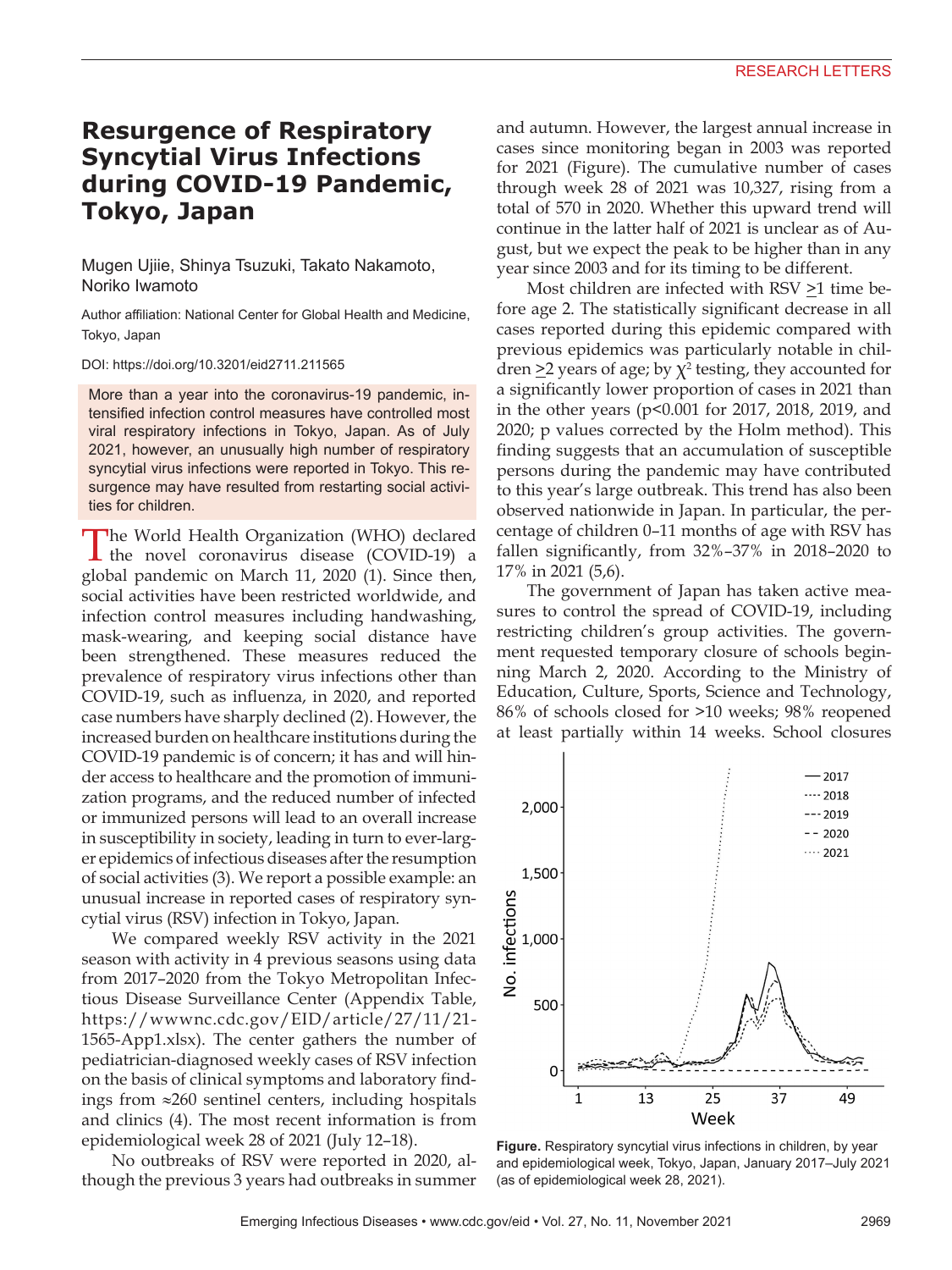RESEARCH LETTERS

# Resurgence of Respiratory Syncytial Virus Infections during COVID-19 Pandemic, Tokyo, Japan

Mugen Ujiie, Shinya Tsuzuki, Takato Nakamoto, Noriko Iwamoto

Author affiliation: National Center for Global Health and Medicine, Tokyo, Japan

DOI: https://doi.org/10.3201/eid2711.211565

More than a year into the coronavirus-19 pandemic, intensified infection control measures have controlled most viral respiratory infections in Tokyo, Japan. As of July 2021, however, an unusually high number of respiratory syncytial virus infections were reported in Tokyo. This resurgence may have resulted from restarting social activities for children.

The World Health Organization (WHO) declared the novel coronavirus disease (COVID-19) a global pandemic on March 11, 2020 (1). Since then, social activities have been restricted worldwide, and infection control measures including handwashing, mask-wearing, and keeping social distance have been strengthened. These measures reduced the prevalence of respiratory virus infections other than COVID-19, such as influenza, in 2020, and reported case numbers have sharply declined (2). However, the increased burden on healthcare institutions during the COVID-19 pandemic is of concern; it has and will hinder access to healthcare and the promotion of immunization programs, and the reduced number of infected or immunized persons will lead to an overall increase in susceptibility in society, leading in turn to ever-larger epidemics of infectious diseases after the resumption of social activities (3). We report a possible example: an unusual increase in reported cases of respiratory syncytial virus (RSV) infection in Tokyo, Japan.

We compared weekly RSV activity in the 2021 season with activity in 4 previous seasons using data from 2017–2020 from the Tokyo Metropolitan Infectious Disease Surveillance Center (Appendix Table, https://wwwnc.cdc.gov/EID/article/27/11/21-1565-App1.xlsx). The center gathers the number of pediatrician-diagnosed weekly cases of RSV infection on the basis of clinical symptoms and laboratory findings from ≈260 sentinel centers, including hospitals and clinics (4). The most recent information is from epidemiological week 28 of 2021 (July 12–18).

No outbreaks of RSV were reported in 2020, although the previous 3 years had outbreaks in summer and autumn. However, the largest annual increase in cases since monitoring began in 2003 was reported for 2021 (Figure). The cumulative number of cases through week 28 of 2021 was 10,327, rising from a total of 570 in 2020. Whether this upward trend will continue in the latter half of 2021 is unclear as of August, but we expect the peak to be higher than in any year since 2003 and for its timing to be different.

Most children are infected with RSV ≥1 time before age 2. The statistically significant decrease in all cases reported during this epidemic compared with previous epidemics was particularly notable in children ≥2 years of age; by $\chi^2$ testing, they accounted for a significantly lower proportion of cases in 2021 than in the other years ($p<0.001$ for 2017, 2018, 2019, and 2020; p values corrected by the Holm method). This finding suggests that an accumulation of susceptible persons during the pandemic may have contributed to this year's large outbreak. This trend has also been observed nationwide in Japan. In particular, the percentage of children 0–11 months of age with RSV has fallen significantly, from 32%–37% in 2018–2020 to 17% in 2021 (5,6).

The government of Japan has taken active measures to control the spread of COVID-19, including restricting children's group activities. The government requested temporary closure of schools beginning March 2, 2020. According to the Ministry of Education, Culture, Sports, Science and Technology, 86% of schools closed for >10 weeks; 98% reopened at least partially within 14 weeks. School closures

**Figure.** Respiratory syncytial virus infections in children, by year and epidemiological week, Tokyo, Japan, January 2017–July 2021 (as of epidemiological week 28, 2021).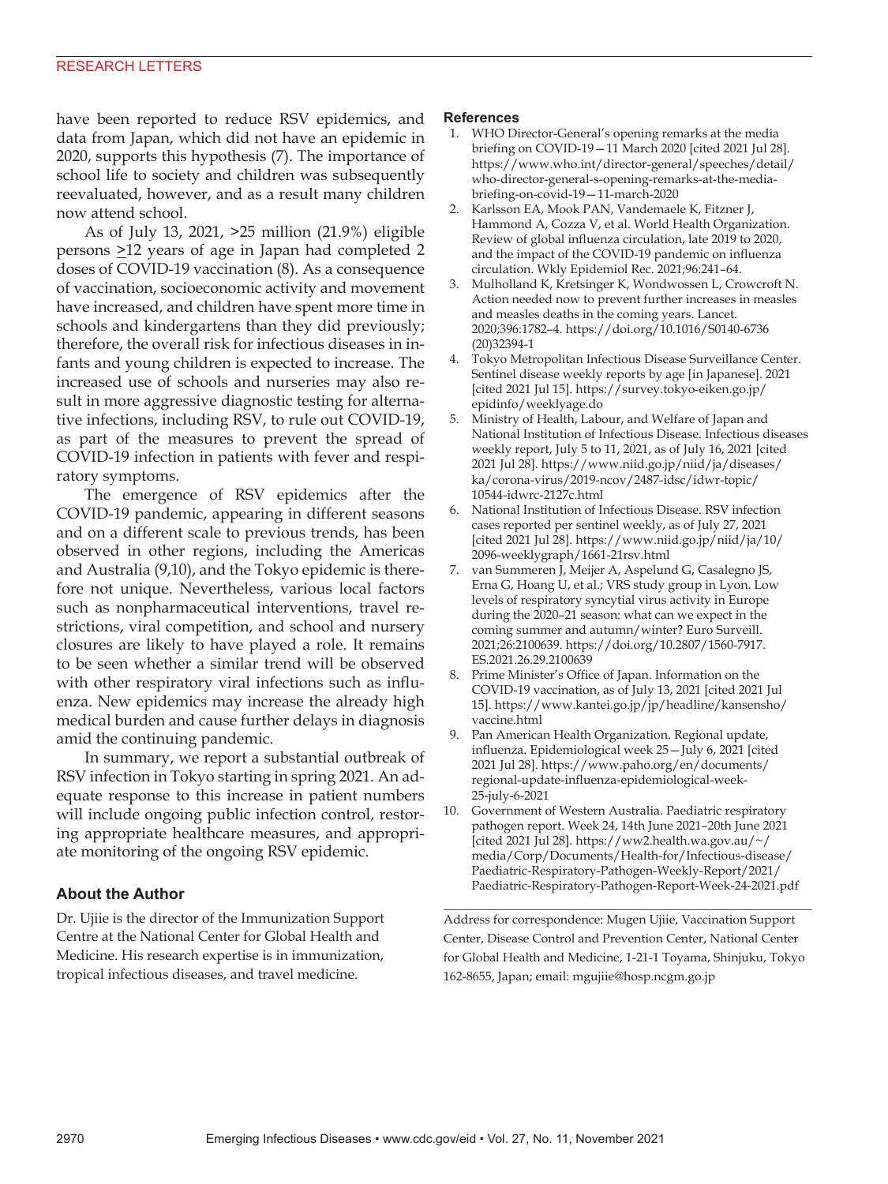have been reported to reduce RSV epidemics, and data from Japan, which did not have an epidemic in 2020, supports this hypothesis (7). The importance of school life to society and children was subsequently reevaluated, however, and as a result many children now attend school.

As of July 13, 2021, >25 million (21.9%) eligible persons ≥12 years of age in Japan had completed 2 doses of COVID-19 vaccination (8). As a consequence of vaccination, socioeconomic activity and movement have increased, and children have spent more time in schools and kindergartens than they did previously; therefore, the overall risk for infectious diseases in infants and young children is expected to increase. The increased use of schools and nurseries may also result in more aggressive diagnostic testing for alternative infections, including RSV, to rule out COVID-19, as part of the measures to prevent the spread of COVID-19 infection in patients with fever and respiratory symptoms.

The emergence of RSV epidemics after the COVID-19 pandemic, appearing in different seasons and on a different scale to previous trends, has been observed in other regions, including the Americas and Australia (9,10), and the Tokyo epidemic is therefore not unique. Nevertheless, various local factors such as nonpharmaceutical interventions, travel restrictions, viral competition, and school and nursery closures are likely to have played a role. It remains to be seen whether a similar trend will be observed with other respiratory viral infections such as influenza. New epidemics may increase the already high medical burden and cause further delays in diagnosis amid the continuing pandemic.

In summary, we report a substantial outbreak of RSV infection in Tokyo starting in spring 2021. An adequate response to this increase in patient numbers will include ongoing public infection control, restoring appropriate healthcare measures, and appropriate monitoring of the ongoing RSV epidemic.

## About the Author

Dr. Ujiie is the director of the Immunization Support Centre at the National Center for Global Health and Medicine. His research expertise is in immunization, tropical infectious diseases, and travel medicine.

## References

1. WHO Director-General's opening remarks at the media briefing on COVID-19—11 March 2020 [cited 2021 Jul 28]. https://www.who.int/director-general/speeches/detail/who-director-general-s-opening-remarks-at-the-media-briefing-on-covid-19—11-march-2020
2. Karlsson EA, Mook PAN, Vandemaele K, Fitzner J, Hammond A, Cozza V, et al. World Health Organization. Review of global influenza circulation, late 2019 to 2020, and the impact of the COVID-19 pandemic on influenza circulation. Wkly Epidemiol Rec. 2021;96:241–64.
3. Mulholland K, Kretsinger K, Wondwossen L, Crowcroft N. Action needed now to prevent further increases in measles and measles deaths in the coming years. Lancet. 2020;396:1782–4. https://doi.org/10.1016/S0140-6736(20)32394-1
4. Tokyo Metropolitan Infectious Disease Surveillance Center. Sentinel disease weekly reports by age [in Japanese]. 2021 [cited 2021 Jul 15]. https://survey.tokyo-eiken.go.jp/epidinfo/weeklyage.do
5. Ministry of Health, Labour, and Welfare of Japan and National Institution of Infectious Disease. Infectious diseases weekly report, July 5 to 11, 2021, as of July 16, 2021 [cited 2021 Jul 28]. https://www.niid.go.jp/niid/ja/diseases/ka/corona-virus/2019-ncov/2487-idsc/idwr-topic/10544-idwrc-2127c.html
6. National Institution of Infectious Disease. RSV infection cases reported per sentinel weekly, as of July 27, 2021 [cited 2021 Jul 28]. https://www.niid.go.jp/niid/ja/10/2096-weeklygraph/1661-21rsv.html
7. van Summeren J, Meijer A, Aspelund G, Casalegno JS, Erna G, Hoang U, et al.; VRS study group in Lyon. Low levels of respiratory syncytial virus activity in Europe during the 2020–21 season: what can we expect in the coming summer and autumn/winter? Euro Surveill. 2021;26:2100639. https://doi.org/10.2807/1560-7917.ES.2021.26.29.2100639
8. Prime Minister's Office of Japan. Information on the COVID-19 vaccination, as of July 13, 2021 [cited 2021 Jul 15]. https://www.kantei.go.jp/jp/headline/kansensho/vaccine.html
9. Pan American Health Organization. Regional update, influenza. Epidemiological week 25—July 6, 2021 [cited 2021 Jul 28]. https://www.paho.org/en/documents/regional-update-influenza-epidemiological-week-25-july-6-2021
10. Government of Western Australia. Paediatric respiratory pathogen report. Week 24, 14th June 2021–20th June 2021 [cited 2021 Jul 28]. https://ww2.health.wa.gov.au/~/media/Corp/Documents/Health-for/Infectious-disease/Paediatric-Respiratory-Pathogen-Weekly-Report/2021/Paediatric-Respiratory-Pathogen-Report-Week-24-2021.pdf

Address for correspondence: Mugen Ujiie, Vaccination Support Center, Disease Control and Prevention Center, National Center for Global Health and Medicine, 1-21-1 Toyama, Shinjuku, Tokyo 162-8655, Japan; email: mgujiie@hosp.ncgm.go.jp